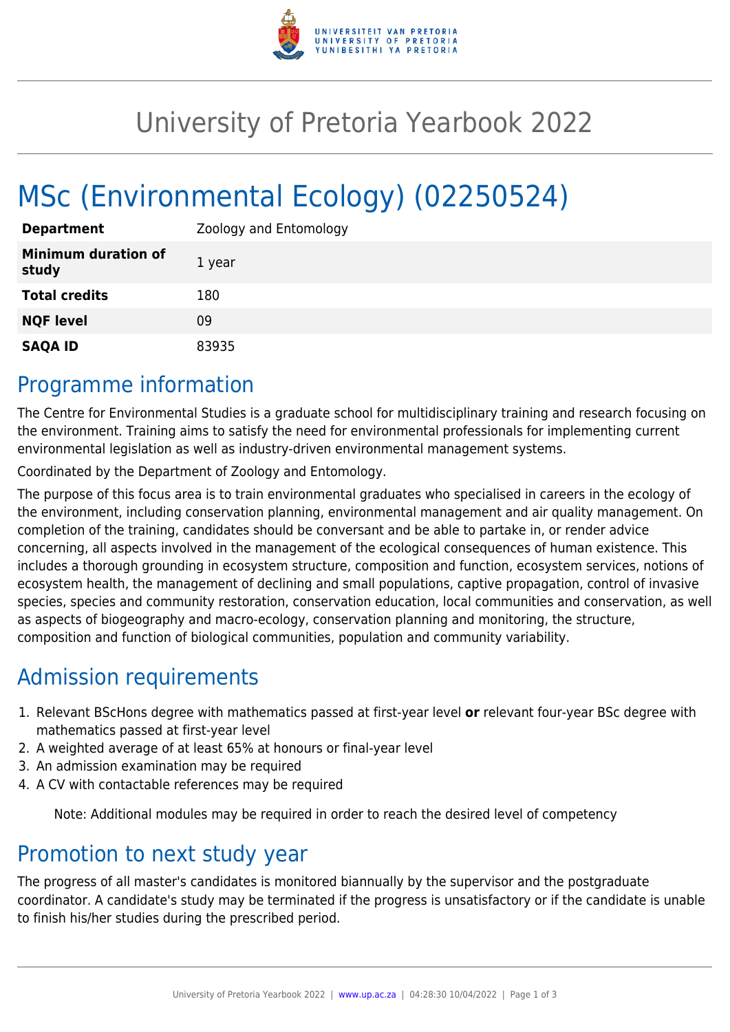# University of Pretoria Yearbook 2022

# MSc (Environmental Ecology) (02250524)

| | |
|---|---|
| **Department** | Zoology and Entomology |
| **Minimum duration of study** | 1 year |
| **Total credits** | 180 |
| **NQF level** | 09 |
| **SAQA ID** | 83935 |

## Programme information

The Centre for Environmental Studies is a graduate school for multidisciplinary training and research focusing on the environment. Training aims to satisfy the need for environmental professionals for implementing current environmental legislation as well as industry-driven environmental management systems.

Coordinated by the Department of Zoology and Entomology.

The purpose of this focus area is to train environmental graduates who specialised in careers in the ecology of the environment, including conservation planning, environmental management and air quality management. On completion of the training, candidates should be conversant and be able to partake in, or render advice concerning, all aspects involved in the management of the ecological consequences of human existence. This includes a thorough grounding in ecosystem structure, composition and function, ecosystem services, notions of ecosystem health, the management of declining and small populations, captive propagation, control of invasive species, species and community restoration, conservation education, local communities and conservation, as well as aspects of biogeography and macro-ecology, conservation planning and monitoring, the structure, composition and function of biological communities, population and community variability.

## Admission requirements

1. Relevant BScHons degree with mathematics passed at first-year level **or** relevant four-year BSc degree with mathematics passed at first-year level
2. A weighted average of at least 65% at honours or final-year level
3. An admission examination may be required
4. A CV with contactable references may be required

Note: Additional modules may be required in order to reach the desired level of competency

## Promotion to next study year

The progress of all master's candidates is monitored biannually by the supervisor and the postgraduate coordinator. A candidate's study may be terminated if the progress is unsatisfactory or if the candidate is unable to finish his/her studies during the prescribed period.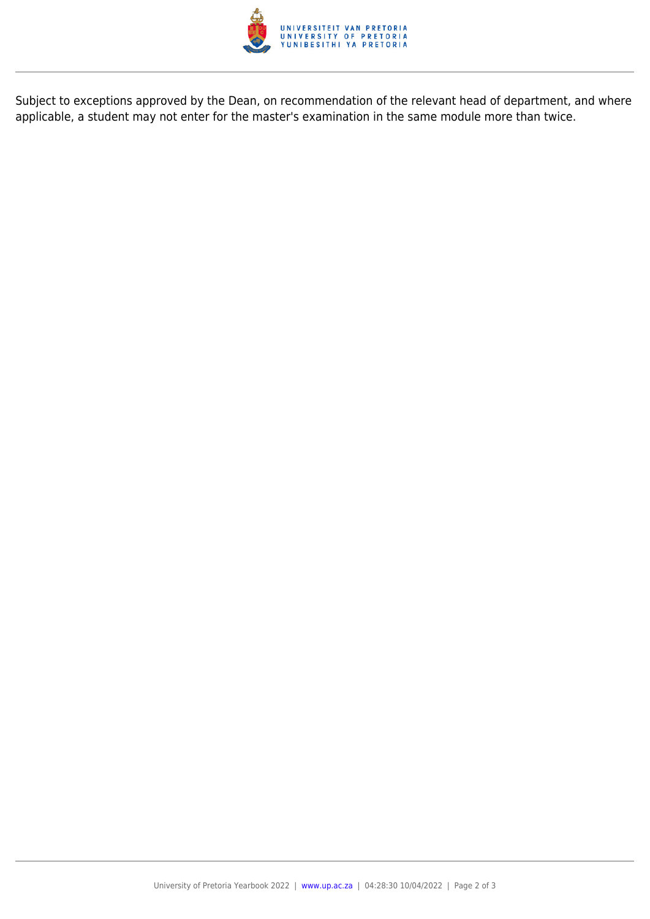Subject to exceptions approved by the Dean, on recommendation of the relevant head of department, and where applicable, a student may not enter for the master's examination in the same module more than twice.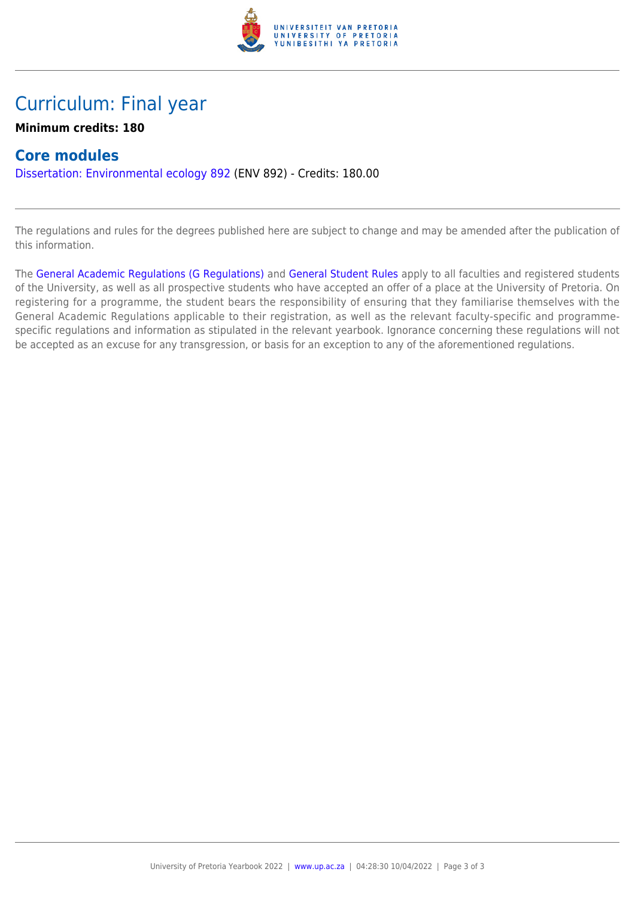## Curriculum: Final year

**Minimum credits: 180**

### Core modules

Dissertation: Environmental ecology 892 (ENV 892) - Credits: 180.00

---

The regulations and rules for the degrees published here are subject to change and may be amended after the publication of this information.

The General Academic Regulations (G Regulations) and General Student Rules apply to all faculties and registered students of the University, as well as all prospective students who have accepted an offer of a place at the University of Pretoria. On registering for a programme, the student bears the responsibility of ensuring that they familiarise themselves with the General Academic Regulations applicable to their registration, as well as the relevant faculty-specific and programme-specific regulations and information as stipulated in the relevant yearbook. Ignorance concerning these regulations will not be accepted as an excuse for any transgression, or basis for an exception to any of the aforementioned regulations.